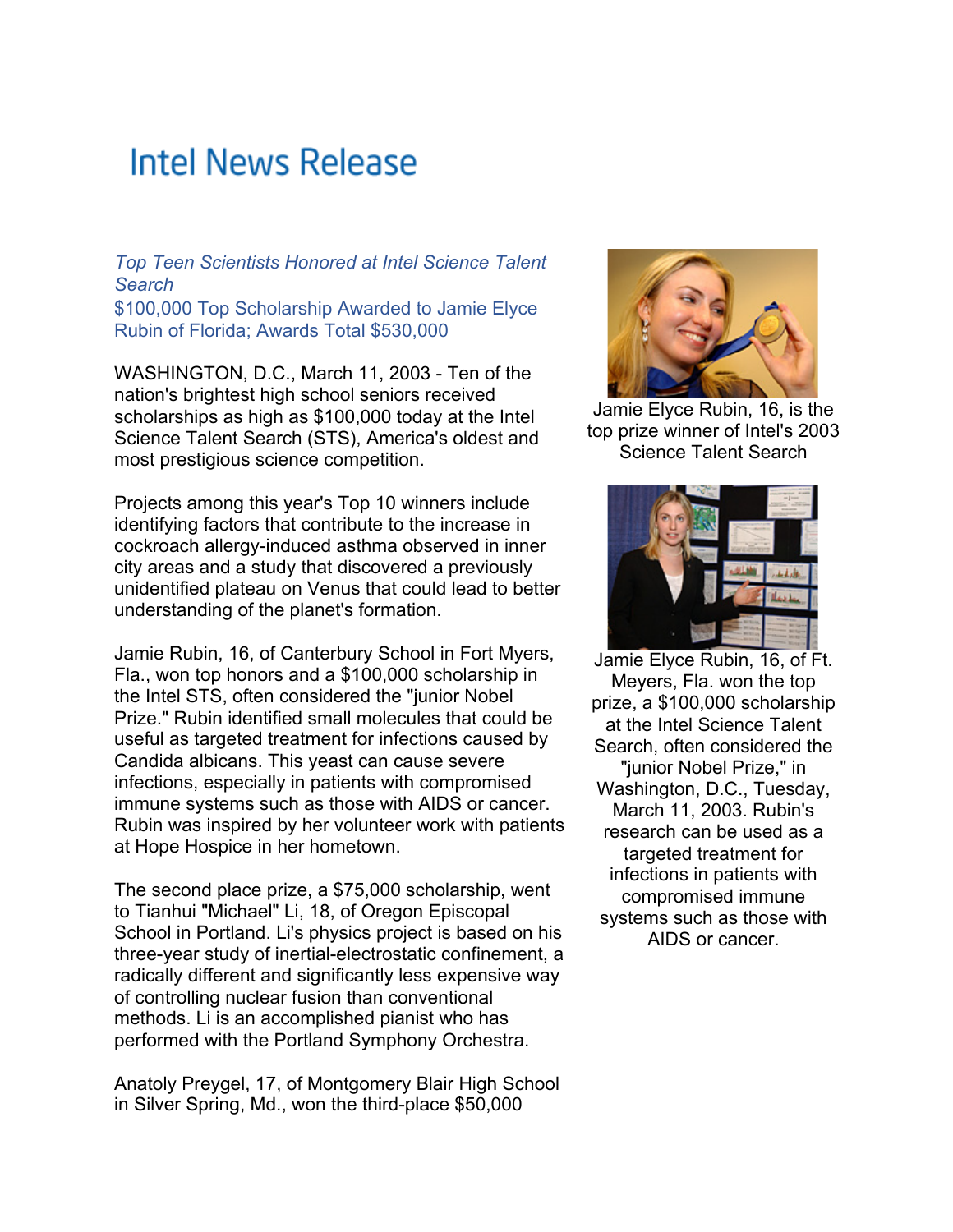# Intel News Release

*Top Teen Scientists Honored at Intel Science Talent Search*

$100,000 Top Scholarship Awarded to Jamie Elyce Rubin of Florida; Awards Total $530,000

WASHINGTON, D.C., March 11, 2003 - Ten of the nation's brightest high school seniors received scholarships as high as $100,000 today at the Intel Science Talent Search (STS), America's oldest and most prestigious science competition.

Projects among this year's Top 10 winners include identifying factors that contribute to the increase in cockroach allergy-induced asthma observed in inner city areas and a study that discovered a previously unidentified plateau on Venus that could lead to better understanding of the planet's formation.

Jamie Rubin, 16, of Canterbury School in Fort Myers, Fla., won top honors and a $100,000 scholarship in the Intel STS, often considered the "junior Nobel Prize." Rubin identified small molecules that could be useful as targeted treatment for infections caused by Candida albicans. This yeast can cause severe infections, especially in patients with compromised immune systems such as those with AIDS or cancer. Rubin was inspired by her volunteer work with patients at Hope Hospice in her hometown.

The second place prize, a $75,000 scholarship, went to Tianhui "Michael" Li, 18, of Oregon Episcopal School in Portland. Li's physics project is based on his three-year study of inertial-electrostatic confinement, a radically different and significantly less expensive way of controlling nuclear fusion than conventional methods. Li is an accomplished pianist who has performed with the Portland Symphony Orchestra.

Anatoly Preygel, 17, of Montgomery Blair High School in Silver Spring, Md., won the third-place $50,000

Jamie Elyce Rubin, 16, is the top prize winner of Intel's 2003 Science Talent Search

Jamie Elyce Rubin, 16, of Ft. Meyers, Fla. won the top prize, a $100,000 scholarship at the Intel Science Talent Search, often considered the "junior Nobel Prize," in Washington, D.C., Tuesday, March 11, 2003. Rubin's research can be used as a targeted treatment for infections in patients with compromised immune systems such as those with AIDS or cancer.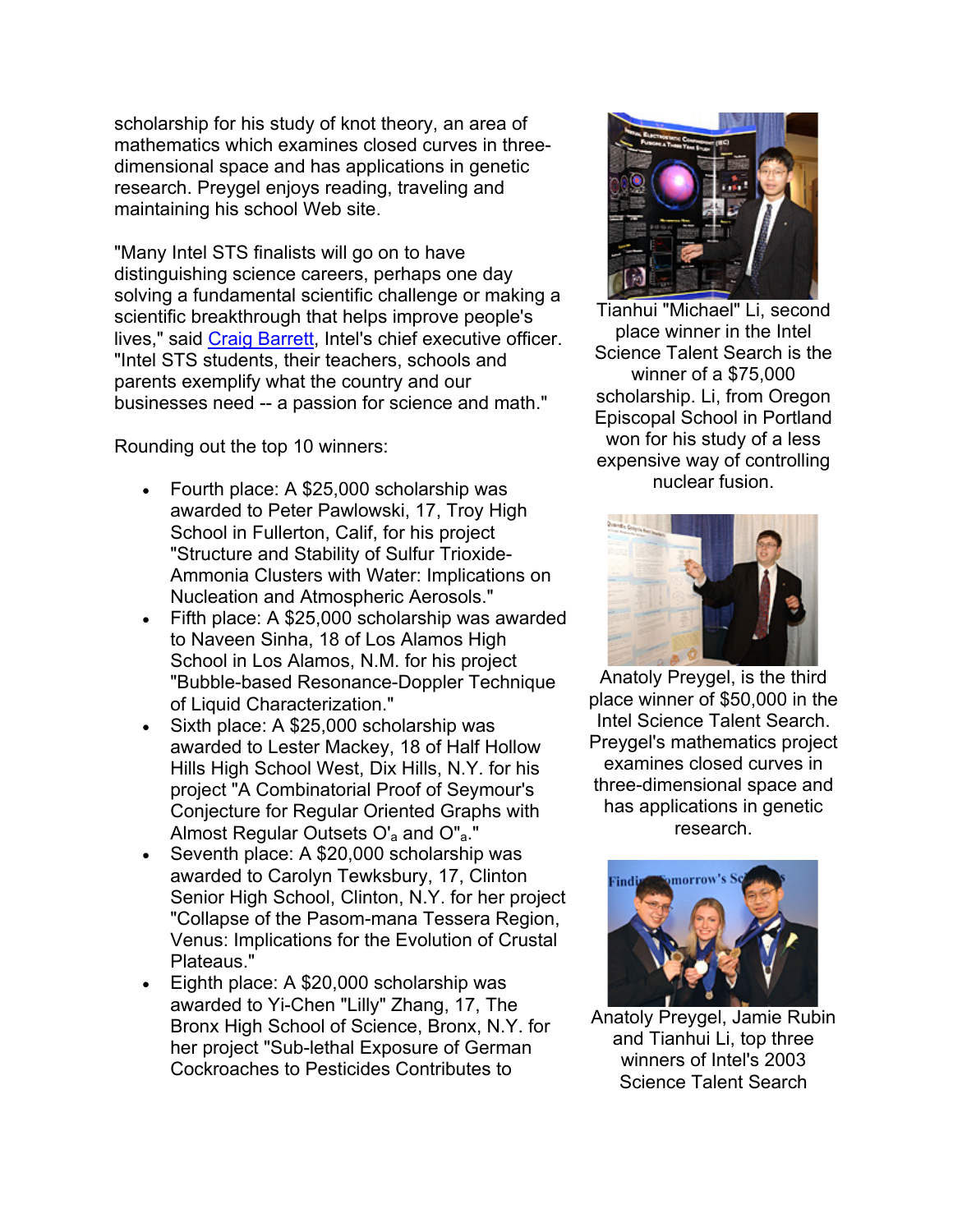scholarship for his study of knot theory, an area of mathematics which examines closed curves in three-dimensional space and has applications in genetic research. Preygel enjoys reading, traveling and maintaining his school Web site.

"Many Intel STS finalists will go on to have distinguishing science careers, perhaps one day solving a fundamental scientific challenge or making a scientific breakthrough that helps improve people's lives," said [Craig Barrett](), Intel's chief executive officer. "Intel STS students, their teachers, schools and parents exemplify what the country and our businesses need -- a passion for science and math."

Rounding out the top 10 winners:

- Fourth place: A $25,000 scholarship was awarded to Peter Pawlowski, 17, Troy High School in Fullerton, Calif, for his project "Structure and Stability of Sulfur Trioxide-Ammonia Clusters with Water: Implications on Nucleation and Atmospheric Aerosols."
- Fifth place: A $25,000 scholarship was awarded to Naveen Sinha, 18 of Los Alamos High School in Los Alamos, N.M. for his project "Bubble-based Resonance-Doppler Technique of Liquid Characterization."
- Sixth place: A $25,000 scholarship was awarded to Lester Mackey, 18 of Half Hollow Hills High School West, Dix Hills, N.Y. for his project "A Combinatorial Proof of Seymour's Conjecture for Regular Oriented Graphs with Almost Regular Outsets $O'_a$ and $O''_a$."
- Seventh place: A $20,000 scholarship was awarded to Carolyn Tewksbury, 17, Clinton Senior High School, Clinton, N.Y. for her project "Collapse of the Pasom-mana Tessera Region, Venus: Implications for the Evolution of Crustal Plateaus."
- Eighth place: A $20,000 scholarship was awarded to Yi-Chen "Lilly" Zhang, 17, The Bronx High School of Science, Bronx, N.Y. for her project "Sub-lethal Exposure of German Cockroaches to Pesticides Contributes to

Tianhui "Michael" Li, second place winner in the Intel Science Talent Search is the winner of a $75,000 scholarship. Li, from Oregon Episcopal School in Portland won for his study of a less expensive way of controlling nuclear fusion.

Anatoly Preygel, is the third place winner of $50,000 in the Intel Science Talent Search. Preygel's mathematics project examines closed curves in three-dimensional space and has applications in genetic research.

Anatoly Preygel, Jamie Rubin and Tianhui Li, top three winners of Intel's 2003 Science Talent Search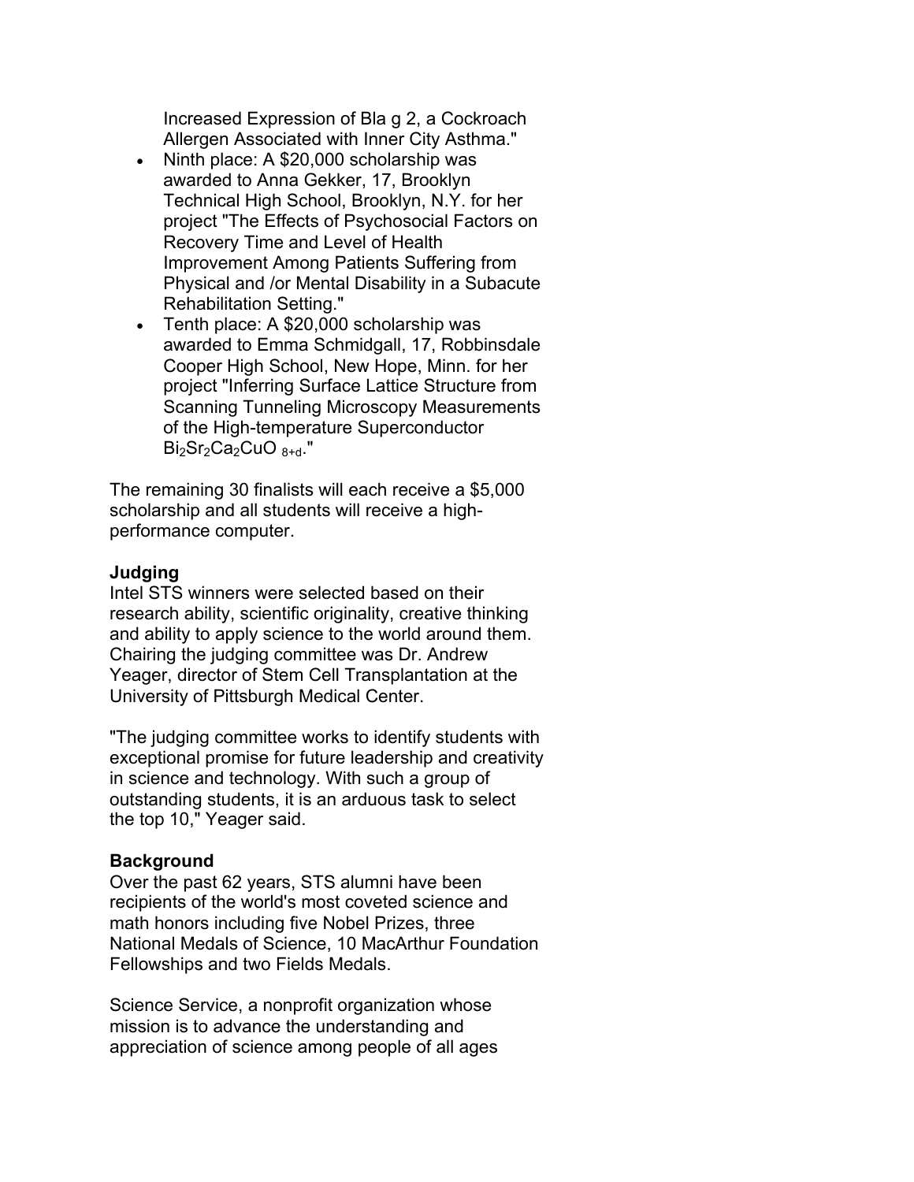Increased Expression of Bla g 2, a Cockroach Allergen Associated with Inner City Asthma."

- Ninth place: A $20,000 scholarship was awarded to Anna Gekker, 17, Brooklyn Technical High School, Brooklyn, N.Y. for her project "The Effects of Psychosocial Factors on Recovery Time and Level of Health Improvement Among Patients Suffering from Physical and /or Mental Disability in a Subacute Rehabilitation Setting."
- Tenth place: A $20,000 scholarship was awarded to Emma Schmidgall, 17, Robbinsdale Cooper High School, New Hope, Minn. for her project "Inferring Surface Lattice Structure from Scanning Tunneling Microscopy Measurements of the High-temperature Superconductor $Bi_2Sr_2Ca_2CuO_{8+d}$."

The remaining 30 finalists will each receive a $5,000 scholarship and all students will receive a high-performance computer.

**Judging**

Intel STS winners were selected based on their research ability, scientific originality, creative thinking and ability to apply science to the world around them. Chairing the judging committee was Dr. Andrew Yeager, director of Stem Cell Transplantation at the University of Pittsburgh Medical Center.

"The judging committee works to identify students with exceptional promise for future leadership and creativity in science and technology. With such a group of outstanding students, it is an arduous task to select the top 10," Yeager said.

**Background**

Over the past 62 years, STS alumni have been recipients of the world's most coveted science and math honors including five Nobel Prizes, three National Medals of Science, 10 MacArthur Foundation Fellowships and two Fields Medals.

Science Service, a nonprofit organization whose mission is to advance the understanding and appreciation of science among people of all ages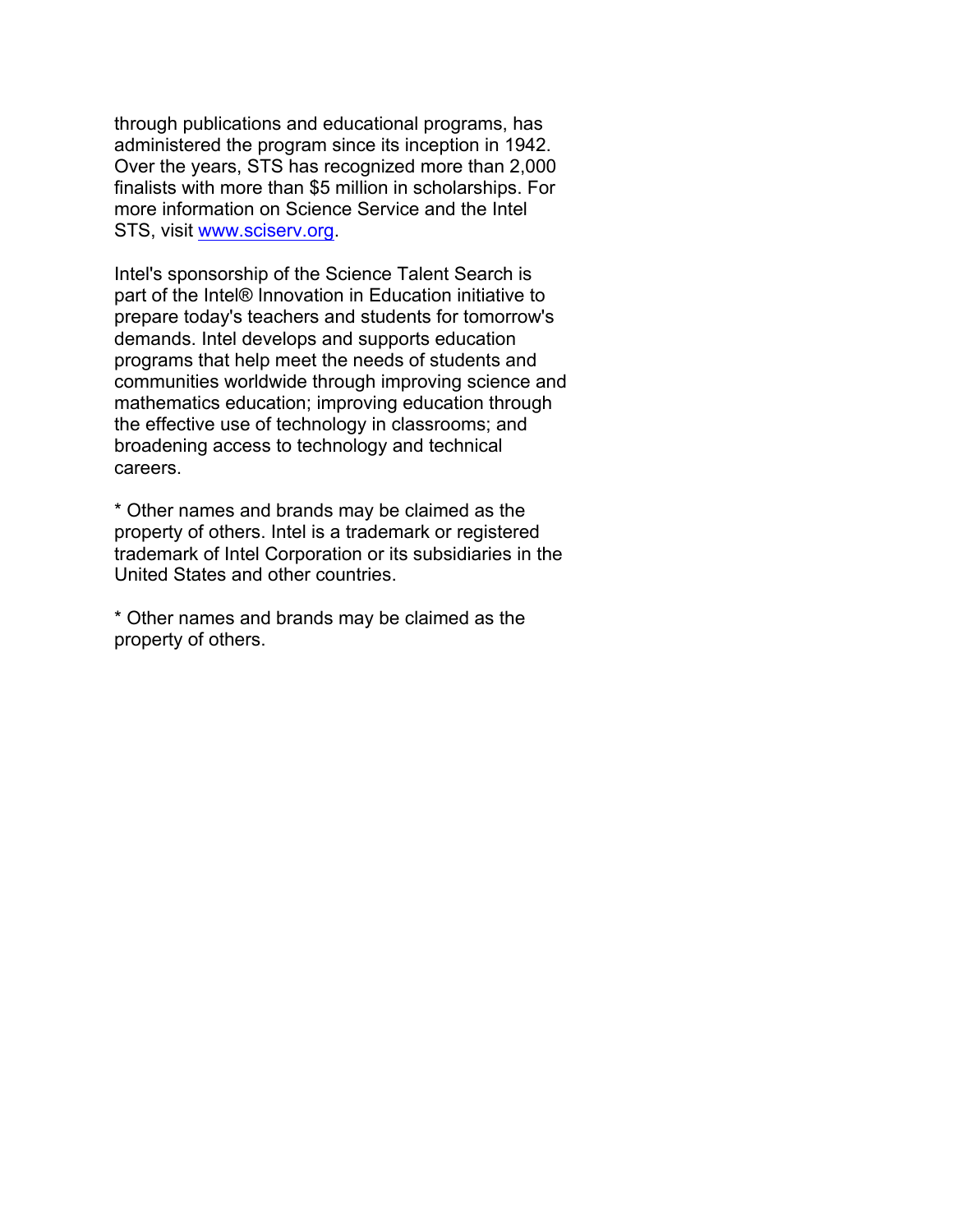through publications and educational programs, has administered the program since its inception in 1942. Over the years, STS has recognized more than 2,000 finalists with more than $5 million in scholarships. For more information on Science Service and the Intel STS, visit [www.sciserv.org](http://www.sciserv.org).

Intel's sponsorship of the Science Talent Search is part of the Intel® Innovation in Education initiative to prepare today's teachers and students for tomorrow's demands. Intel develops and supports education programs that help meet the needs of students and communities worldwide through improving science and mathematics education; improving education through the effective use of technology in classrooms; and broadening access to technology and technical careers.

* Other names and brands may be claimed as the property of others. Intel is a trademark or registered trademark of Intel Corporation or its subsidiaries in the United States and other countries.

* Other names and brands may be claimed as the property of others.